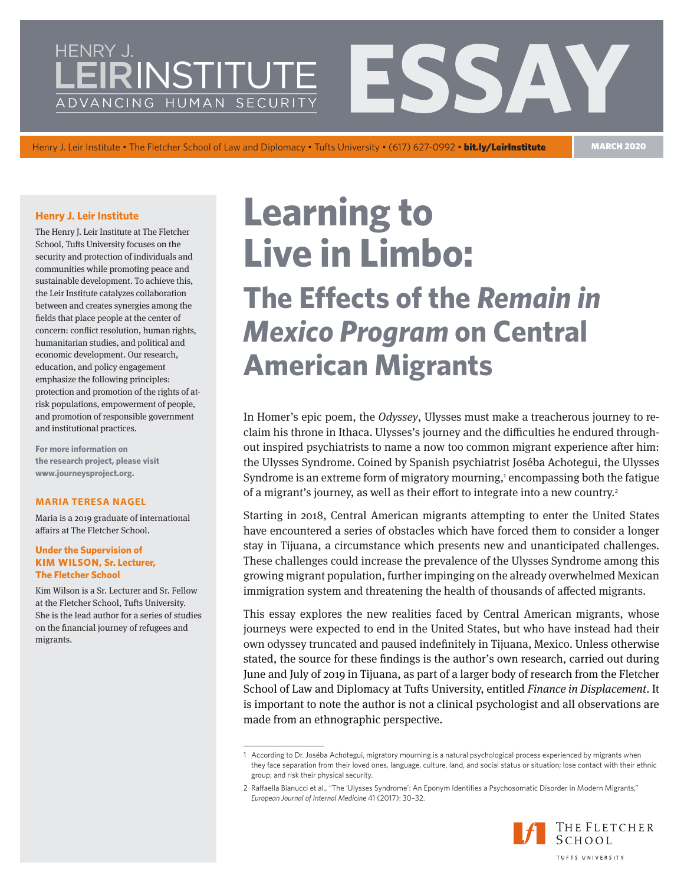HENRY J. LEIR INSTITUTE
ADVANCING HUMAN SECURITY

# ESSAY

Henry J. Leir Institute • The Fletcher School of Law and Diplomacy • Tufts University • (617) 627-0992 • **bit.ly/LeirInstitute**

**MARCH 2020**

**Henry J. Leir Institute**

The Henry J. Leir Institute at The Fletcher School, Tufts University focuses on the security and protection of individuals and communities while promoting peace and sustainable development. To achieve this, the Leir Institute catalyzes collaboration between and creates synergies among the fields that place people at the center of concern: conflict resolution, human rights, humanitarian studies, and political and economic development. Our research, education, and policy engagement emphasize the following principles: protection and promotion of the rights of at-risk populations, empowerment of people, and promotion of responsible government and institutional practices.

**For more information on the research project, please visit www.journeysproject.org.**

**MARIA TERESA NAGEL**

Maria is a 2019 graduate of international affairs at The Fletcher School.

**Under the Supervision of KIM WILSON, Sr. Lecturer, The Fletcher School**

Kim Wilson is a Sr. Lecturer and Sr. Fellow at the Fletcher School, Tufts University. She is the lead author for a series of studies on the financial journey of refugees and migrants.

# Learning to Live in Limbo:

## The Effects of the *Remain in Mexico Program* on Central American Migrants

In Homer's epic poem, the *Odyssey*, Ulysses must make a treacherous journey to reclaim his throne in Ithaca. Ulysses's journey and the difficulties he endured throughout inspired psychiatrists to name a now too common migrant experience after him: the Ulysses Syndrome. Coined by Spanish psychiatrist Joséba Achotegui, the Ulysses Syndrome is an extreme form of migratory mourning,[1] encompassing both the fatigue of a migrant's journey, as well as their effort to integrate into a new country.[2]

Starting in 2018, Central American migrants attempting to enter the United States have encountered a series of obstacles which have forced them to consider a longer stay in Tijuana, a circumstance which presents new and unanticipated challenges. These challenges could increase the prevalence of the Ulysses Syndrome among this growing migrant population, further impinging on the already overwhelmed Mexican immigration system and threatening the health of thousands of affected migrants.

This essay explores the new realities faced by Central American migrants, whose journeys were expected to end in the United States, but who have instead had their own odyssey truncated and paused indefinitely in Tijuana, Mexico. Unless otherwise stated, the source for these findings is the author's own research, carried out during June and July of 2019 in Tijuana, as part of a larger body of research from the Fletcher School of Law and Diplomacy at Tufts University, entitled *Finance in Displacement*. It is important to note the author is not a clinical psychologist and all observations are made from an ethnographic perspective.

1 According to Dr. Joséba Achotegui, migratory mourning is a natural psychological process experienced by migrants when they face separation from their loved ones, language, culture, land, and social status or situation; lose contact with their ethnic group; and risk their physical security.

2 Raffaella Bianucci et al., "The 'Ulysses Syndrome': An Eponym Identifies a Psychosomatic Disorder in Modern Migrants," *European Journal of Internal Medicine* 41 (2017): 30–32.

THE FLETCHER SCHOOL
TUFTS UNIVERSITY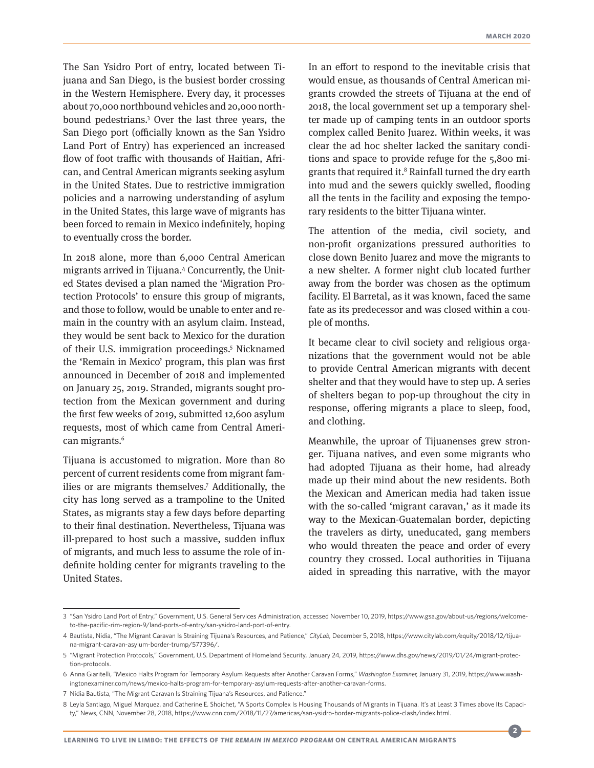The San Ysidro Port of entry, located between Tijuana and San Diego, is the busiest border crossing in the Western Hemisphere. Every day, it processes about 70,000 northbound vehicles and 20,000 northbound pedestrians.[3] Over the last three years, the San Diego port (officially known as the San Ysidro Land Port of Entry) has experienced an increased flow of foot traffic with thousands of Haitian, African, and Central American migrants seeking asylum in the United States. Due to restrictive immigration policies and a narrowing understanding of asylum in the United States, this large wave of migrants has been forced to remain in Mexico indefinitely, hoping to eventually cross the border.

In 2018 alone, more than 6,000 Central American migrants arrived in Tijuana.[4] Concurrently, the United States devised a plan named the 'Migration Protection Protocols' to ensure this group of migrants, and those to follow, would be unable to enter and remain in the country with an asylum claim. Instead, they would be sent back to Mexico for the duration of their U.S. immigration proceedings.[5] Nicknamed the 'Remain in Mexico' program, this plan was first announced in December of 2018 and implemented on January 25, 2019. Stranded, migrants sought protection from the Mexican government and during the first few weeks of 2019, submitted 12,600 asylum requests, most of which came from Central American migrants.[6]

Tijuana is accustomed to migration. More than 80 percent of current residents come from migrant families or are migrants themselves.[7] Additionally, the city has long served as a trampoline to the United States, as migrants stay a few days before departing to their final destination. Nevertheless, Tijuana was ill-prepared to host such a massive, sudden influx of migrants, and much less to assume the role of indefinite holding center for migrants traveling to the United States.

In an effort to respond to the inevitable crisis that would ensue, as thousands of Central American migrants crowded the streets of Tijuana at the end of 2018, the local government set up a temporary shelter made up of camping tents in an outdoor sports complex called Benito Juarez. Within weeks, it was clear the ad hoc shelter lacked the sanitary conditions and space to provide refuge for the 5,800 migrants that required it.[8] Rainfall turned the dry earth into mud and the sewers quickly swelled, flooding all the tents in the facility and exposing the temporary residents to the bitter Tijuana winter.

The attention of the media, civil society, and non-profit organizations pressured authorities to close down Benito Juarez and move the migrants to a new shelter. A former night club located further away from the border was chosen as the optimum facility. El Barretal, as it was known, faced the same fate as its predecessor and was closed within a couple of months.

It became clear to civil society and religious organizations that the government would not be able to provide Central American migrants with decent shelter and that they would have to step up. A series of shelters began to pop-up throughout the city in response, offering migrants a place to sleep, food, and clothing.

Meanwhile, the uproar of Tijuanenses grew stronger. Tijuana natives, and even some migrants who had adopted Tijuana as their home, had already made up their mind about the new residents. Both the Mexican and American media had taken issue with the so-called 'migrant caravan,' as it made its way to the Mexican-Guatemalan border, depicting the travelers as dirty, uneducated, gang members who would threaten the peace and order of every country they crossed. Local authorities in Tijuana aided in spreading this narrative, with the mayor

---

3 "San Ysidro Land Port of Entry," Government, U.S. General Services Administration, accessed November 10, 2019, https://www.gsa.gov/about-us/regions/welcome-to-the-pacific-rim-region-9/land-ports-of-entry/san-ysidro-land-port-of-entry.

4 Bautista, Nidia, "The Migrant Caravan Is Straining Tijuana's Resources, and Patience," *CityLab,* December 5, 2018, https://www.citylab.com/equity/2018/12/tijuana-migrant-caravan-asylum-border-trump/577396/.

5 "Migrant Protection Protocols," Government, U.S. Department of Homeland Security, January 24, 2019, https://www.dhs.gov/news/2019/01/24/migrant-protection-protocols.

6 Anna Giaritelli, "Mexico Halts Program for Temporary Asylum Requests after Another Caravan Forms," *Washington Examiner,* January 31, 2019, https://www.washingtonexaminer.com/news/mexico-halts-program-for-temporary-asylum-requests-after-another-caravan-forms.

7 Nidia Bautista, "The Migrant Caravan Is Straining Tijuana's Resources, and Patience."

8 Leyla Santiago, Miguel Marquez, and Catherine E. Shoichet, "A Sports Complex Is Housing Thousands of Migrants in Tijuana. It's at Least 3 Times above Its Capacity," News, CNN, November 28, 2018, https://www.cnn.com/2018/11/27/americas/san-ysidro-border-migrants-police-clash/index.html.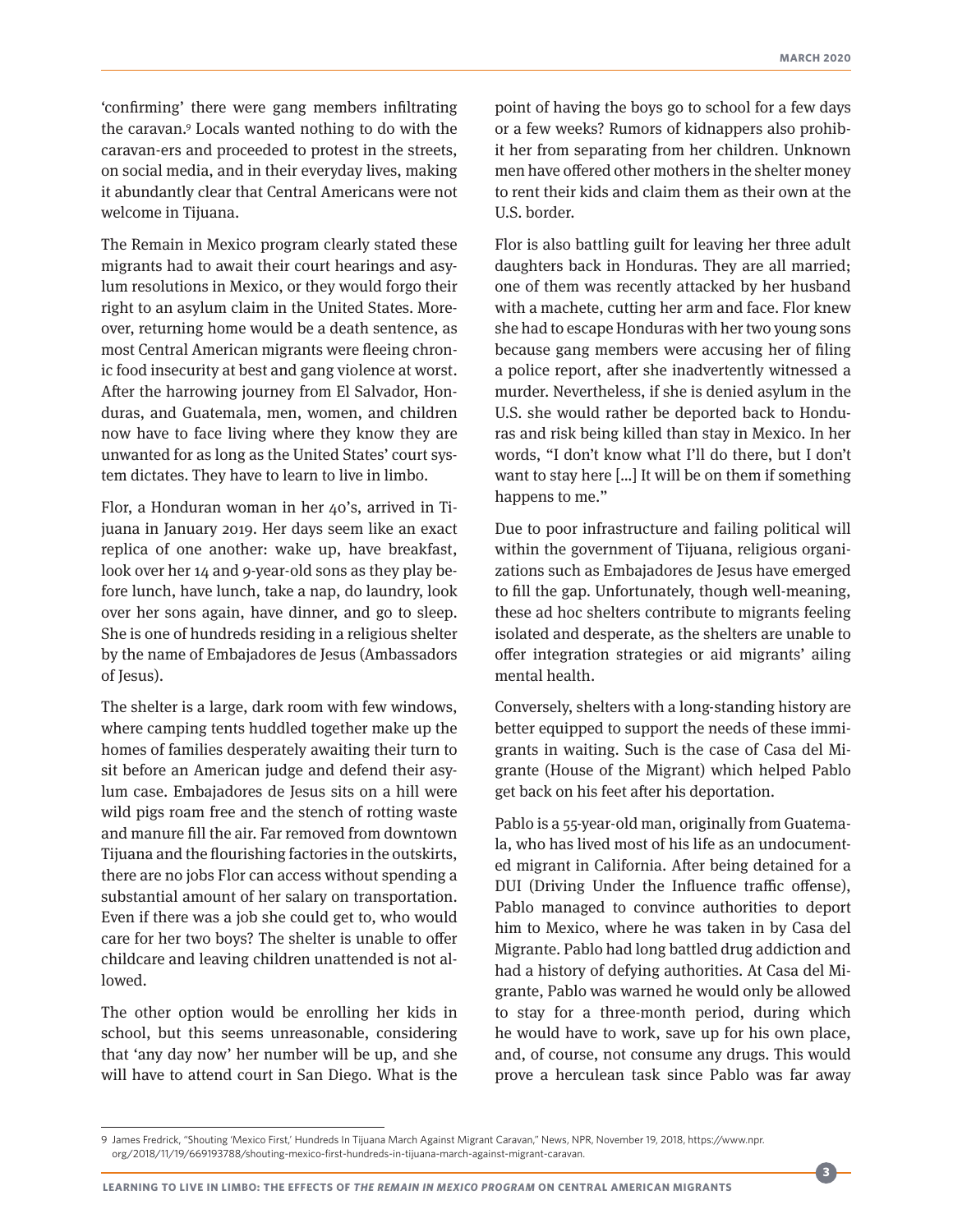'confirming' there were gang members infiltrating the caravan.[9] Locals wanted nothing to do with the caravan-ers and proceeded to protest in the streets, on social media, and in their everyday lives, making it abundantly clear that Central Americans were not welcome in Tijuana.

The Remain in Mexico program clearly stated these migrants had to await their court hearings and asylum resolutions in Mexico, or they would forgo their right to an asylum claim in the United States. Moreover, returning home would be a death sentence, as most Central American migrants were fleeing chronic food insecurity at best and gang violence at worst. After the harrowing journey from El Salvador, Honduras, and Guatemala, men, women, and children now have to face living where they know they are unwanted for as long as the United States' court system dictates. They have to learn to live in limbo.

Flor, a Honduran woman in her 40's, arrived in Tijuana in January 2019. Her days seem like an exact replica of one another: wake up, have breakfast, look over her 14 and 9-year-old sons as they play before lunch, have lunch, take a nap, do laundry, look over her sons again, have dinner, and go to sleep. She is one of hundreds residing in a religious shelter by the name of Embajadores de Jesus (Ambassadors of Jesus).

The shelter is a large, dark room with few windows, where camping tents huddled together make up the homes of families desperately awaiting their turn to sit before an American judge and defend their asylum case. Embajadores de Jesus sits on a hill were wild pigs roam free and the stench of rotting waste and manure fill the air. Far removed from downtown Tijuana and the flourishing factories in the outskirts, there are no jobs Flor can access without spending a substantial amount of her salary on transportation. Even if there was a job she could get to, who would care for her two boys? The shelter is unable to offer childcare and leaving children unattended is not allowed.

The other option would be enrolling her kids in school, but this seems unreasonable, considering that 'any day now' her number will be up, and she will have to attend court in San Diego. What is the point of having the boys go to school for a few days or a few weeks? Rumors of kidnappers also prohibit her from separating from her children. Unknown men have offered other mothers in the shelter money to rent their kids and claim them as their own at the U.S. border.

Flor is also battling guilt for leaving her three adult daughters back in Honduras. They are all married; one of them was recently attacked by her husband with a machete, cutting her arm and face. Flor knew she had to escape Honduras with her two young sons because gang members were accusing her of filing a police report, after she inadvertently witnessed a murder. Nevertheless, if she is denied asylum in the U.S. she would rather be deported back to Honduras and risk being killed than stay in Mexico. In her words, "I don't know what I'll do there, but I don't want to stay here [...] It will be on them if something happens to me."

Due to poor infrastructure and failing political will within the government of Tijuana, religious organizations such as Embajadores de Jesus have emerged to fill the gap. Unfortunately, though well-meaning, these ad hoc shelters contribute to migrants feeling isolated and desperate, as the shelters are unable to offer integration strategies or aid migrants' ailing mental health.

Conversely, shelters with a long-standing history are better equipped to support the needs of these immigrants in waiting. Such is the case of Casa del Migrante (House of the Migrant) which helped Pablo get back on his feet after his deportation.

Pablo is a 55-year-old man, originally from Guatemala, who has lived most of his life as an undocumented migrant in California. After being detained for a DUI (Driving Under the Influence traffic offense), Pablo managed to convince authorities to deport him to Mexico, where he was taken in by Casa del Migrante. Pablo had long battled drug addiction and had a history of defying authorities. At Casa del Migrante, Pablo was warned he would only be allowed to stay for a three-month period, during which he would have to work, save up for his own place, and, of course, not consume any drugs. This would prove a herculean task since Pablo was far away

---

9 James Fredrick, "Shouting 'Mexico First,' Hundreds In Tijuana March Against Migrant Caravan," News, NPR, November 19, 2018, https://www.npr.org/2018/11/19/669193788/shouting-mexico-first-hundreds-in-tijuana-march-against-migrant-caravan.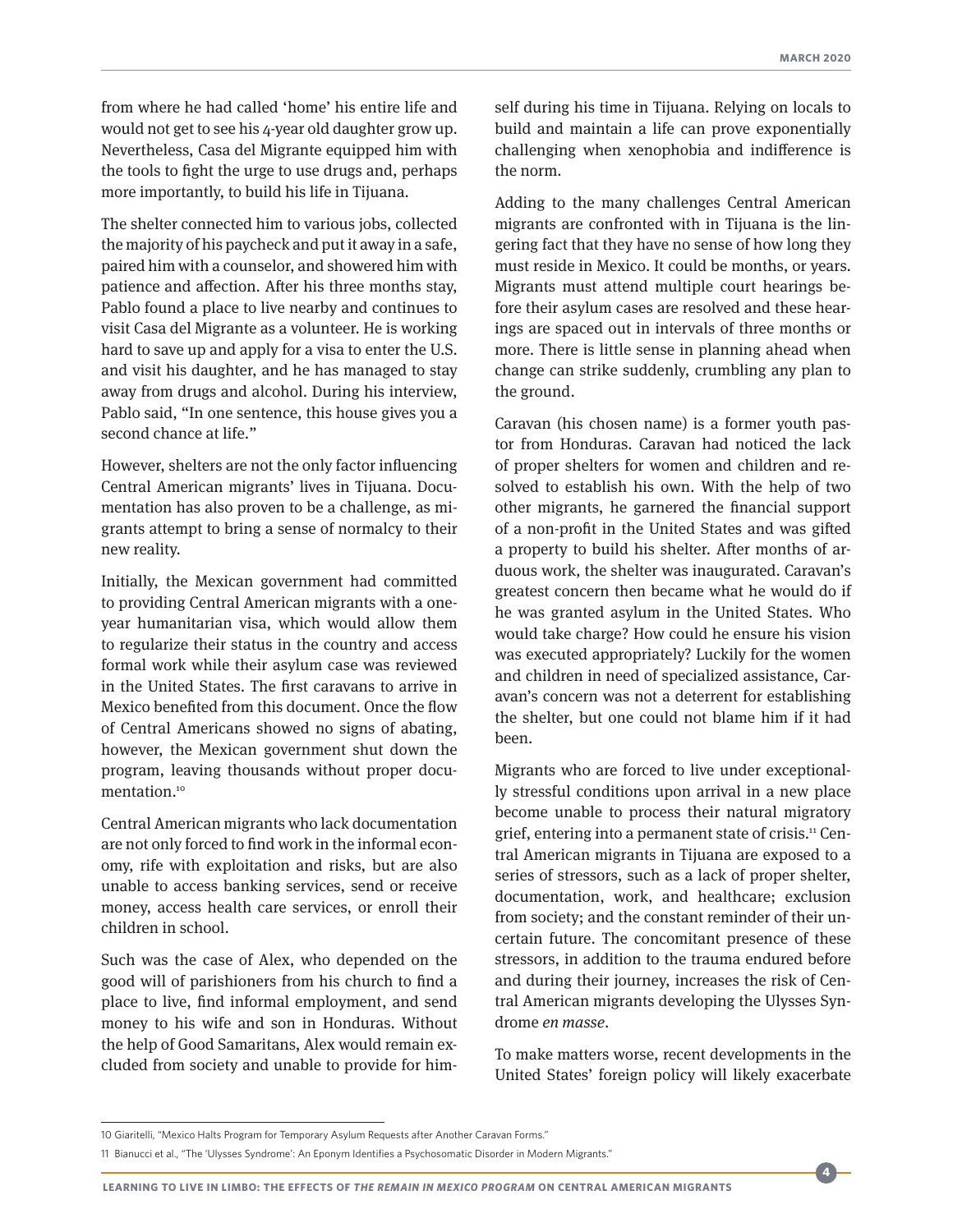from where he had called 'home' his entire life and would not get to see his 4-year old daughter grow up. Nevertheless, Casa del Migrante equipped him with the tools to fight the urge to use drugs and, perhaps more importantly, to build his life in Tijuana.

The shelter connected him to various jobs, collected the majority of his paycheck and put it away in a safe, paired him with a counselor, and showered him with patience and affection. After his three months stay, Pablo found a place to live nearby and continues to visit Casa del Migrante as a volunteer. He is working hard to save up and apply for a visa to enter the U.S. and visit his daughter, and he has managed to stay away from drugs and alcohol. During his interview, Pablo said, "In one sentence, this house gives you a second chance at life."

However, shelters are not the only factor influencing Central American migrants' lives in Tijuana. Documentation has also proven to be a challenge, as migrants attempt to bring a sense of normalcy to their new reality.

Initially, the Mexican government had committed to providing Central American migrants with a one-year humanitarian visa, which would allow them to regularize their status in the country and access formal work while their asylum case was reviewed in the United States. The first caravans to arrive in Mexico benefited from this document. Once the flow of Central Americans showed no signs of abating, however, the Mexican government shut down the program, leaving thousands without proper documentation.[10]

Central American migrants who lack documentation are not only forced to find work in the informal economy, rife with exploitation and risks, but are also unable to access banking services, send or receive money, access health care services, or enroll their children in school.

Such was the case of Alex, who depended on the good will of parishioners from his church to find a place to live, find informal employment, and send money to his wife and son in Honduras. Without the help of Good Samaritans, Alex would remain excluded from society and unable to provide for himself during his time in Tijuana. Relying on locals to build and maintain a life can prove exponentially challenging when xenophobia and indifference is the norm.

Adding to the many challenges Central American migrants are confronted with in Tijuana is the lingering fact that they have no sense of how long they must reside in Mexico. It could be months, or years. Migrants must attend multiple court hearings before their asylum cases are resolved and these hearings are spaced out in intervals of three months or more. There is little sense in planning ahead when change can strike suddenly, crumbling any plan to the ground.

Caravan (his chosen name) is a former youth pastor from Honduras. Caravan had noticed the lack of proper shelters for women and children and resolved to establish his own. With the help of two other migrants, he garnered the financial support of a non-profit in the United States and was gifted a property to build his shelter. After months of arduous work, the shelter was inaugurated. Caravan's greatest concern then became what he would do if he was granted asylum in the United States. Who would take charge? How could he ensure his vision was executed appropriately? Luckily for the women and children in need of specialized assistance, Caravan's concern was not a deterrent for establishing the shelter, but one could not blame him if it had been.

Migrants who are forced to live under exceptionally stressful conditions upon arrival in a new place become unable to process their natural migratory grief, entering into a permanent state of crisis.[11] Central American migrants in Tijuana are exposed to a series of stressors, such as a lack of proper shelter, documentation, work, and healthcare; exclusion from society; and the constant reminder of their uncertain future. The concomitant presence of these stressors, in addition to the trauma endured before and during their journey, increases the risk of Central American migrants developing the Ulysses Syndrome *en masse*.

To make matters worse, recent developments in the United States' foreign policy will likely exacerbate

---

10 Giaritelli, "Mexico Halts Program for Temporary Asylum Requests after Another Caravan Forms."

11 Bianucci et al., "The 'Ulysses Syndrome': An Eponym Identifies a Psychosomatic Disorder in Modern Migrants."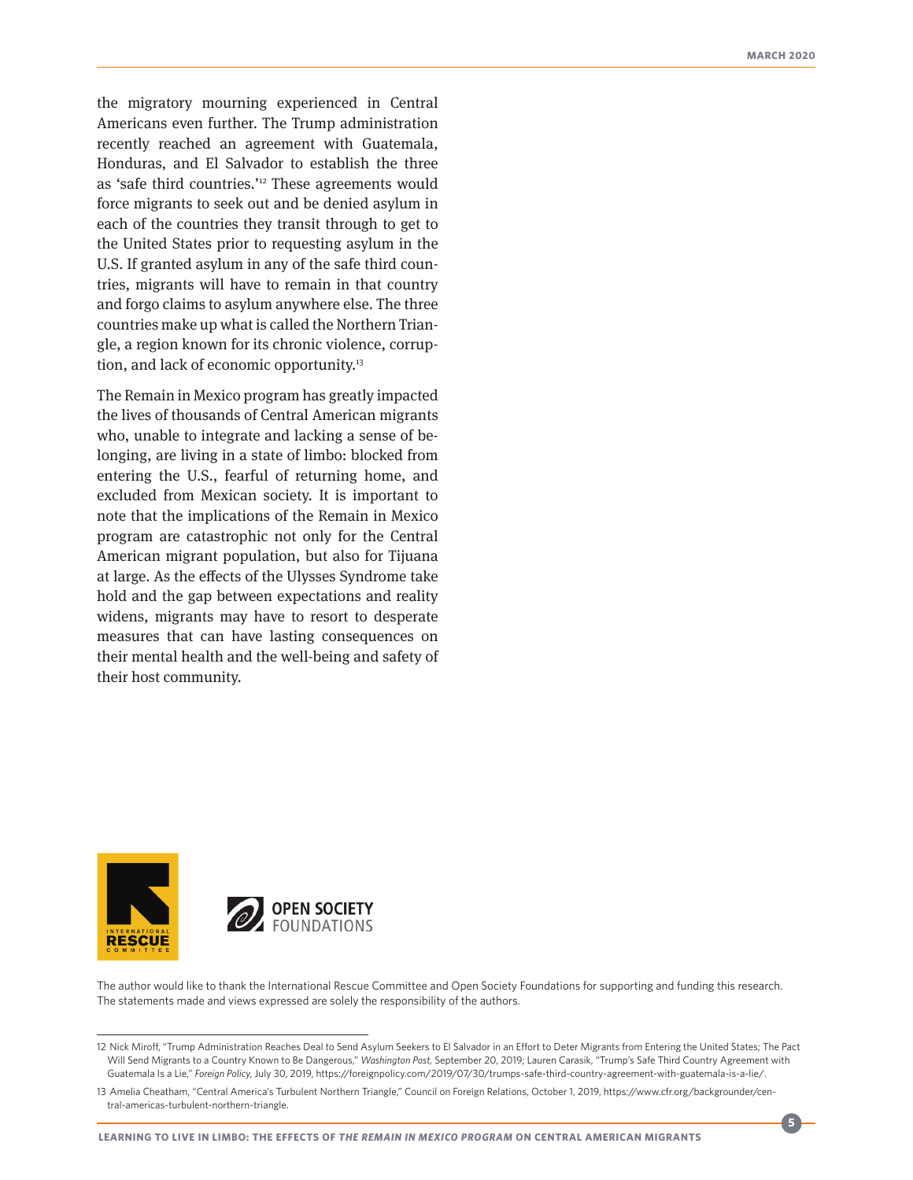the migratory mourning experienced in Central Americans even further. The Trump administration recently reached an agreement with Guatemala, Honduras, and El Salvador to establish the three as 'safe third countries.'[12] These agreements would force migrants to seek out and be denied asylum in each of the countries they transit through to get to the United States prior to requesting asylum in the U.S. If granted asylum in any of the safe third countries, migrants will have to remain in that country and forgo claims to asylum anywhere else. The three countries make up what is called the Northern Triangle, a region known for its chronic violence, corruption, and lack of economic opportunity.[13]

The Remain in Mexico program has greatly impacted the lives of thousands of Central American migrants who, unable to integrate and lacking a sense of belonging, are living in a state of limbo: blocked from entering the U.S., fearful of returning home, and excluded from Mexican society. It is important to note that the implications of the Remain in Mexico program are catastrophic not only for the Central American migrant population, but also for Tijuana at large. As the effects of the Ulysses Syndrome take hold and the gap between expectations and reality widens, migrants may have to resort to desperate measures that can have lasting consequences on their mental health and the well-being and safety of their host community.

INTERNATIONAL RESCUE COMMITTEE

OPEN SOCIETY FOUNDATIONS

The author would like to thank the International Rescue Committee and Open Society Foundations for supporting and funding this research. The statements made and views expressed are solely the responsibility of the authors.

---

12 Nick Miroff, "Trump Administration Reaches Deal to Send Asylum Seekers to El Salvador in an Effort to Deter Migrants from Entering the United States; The Pact Will Send Migrants to a Country Known to Be Dangerous," *Washington Post,* September 20, 2019; Lauren Carasik, "Trump's Safe Third Country Agreement with Guatemala Is a Lie," *Foreign Policy,* July 30, 2019, https://foreignpolicy.com/2019/07/30/trumps-safe-third-country-agreement-with-guatemala-is-a-lie/.

13 Amelia Cheatham, "Central America's Turbulent Northern Triangle," Council on Foreign Relations, October 1, 2019, https://www.cfr.org/backgrounder/central-americas-turbulent-northern-triangle.